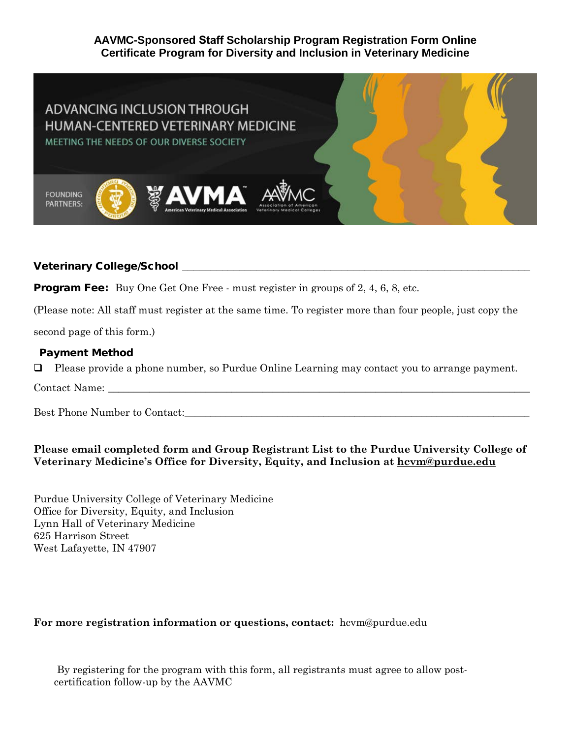# AAVMC-Sponsored Staff Scholarship Program Registration Form Online Certificate Program for Diversity and Inclusion in Veterinary Medicine

ADVANCING INCLUSION THROUGH HUMAN-CENTERED VETERINARY MEDICINE

MEETING THE NEEDS OF OUR DIVERSE SOCIETY

FOUNDING PARTNERS: AVMA American Veterinary Medical Association, AAVMC Association of American Veterinary Medical Colleges

**Veterinary College/School** ___________________________________________________________________

**Program Fee:** Buy One Get One Free - must register in groups of 2, 4, 6, 8, etc.

(Please note: All staff must register at the same time. To register more than four people, just copy the second page of this form.)

**Payment Method**

❑ Please provide a phone number, so Purdue Online Learning may contact you to arrange payment.

Contact Name: ___________________________________________________________________________

Best Phone Number to Contact:____________________________________________________________

**Please email completed form and Group Registrant List to the Purdue University College of Veterinary Medicine's Office for Diversity, Equity, and Inclusion at hcvm@purdue.edu**

Purdue University College of Veterinary Medicine
Office for Diversity, Equity, and Inclusion
Lynn Hall of Veterinary Medicine
625 Harrison Street
West Lafayette, IN 47907

**For more registration information or questions, contact:** hcvm@purdue.edu

By registering for the program with this form, all registrants must agree to allow post-certification follow-up by the AAVMC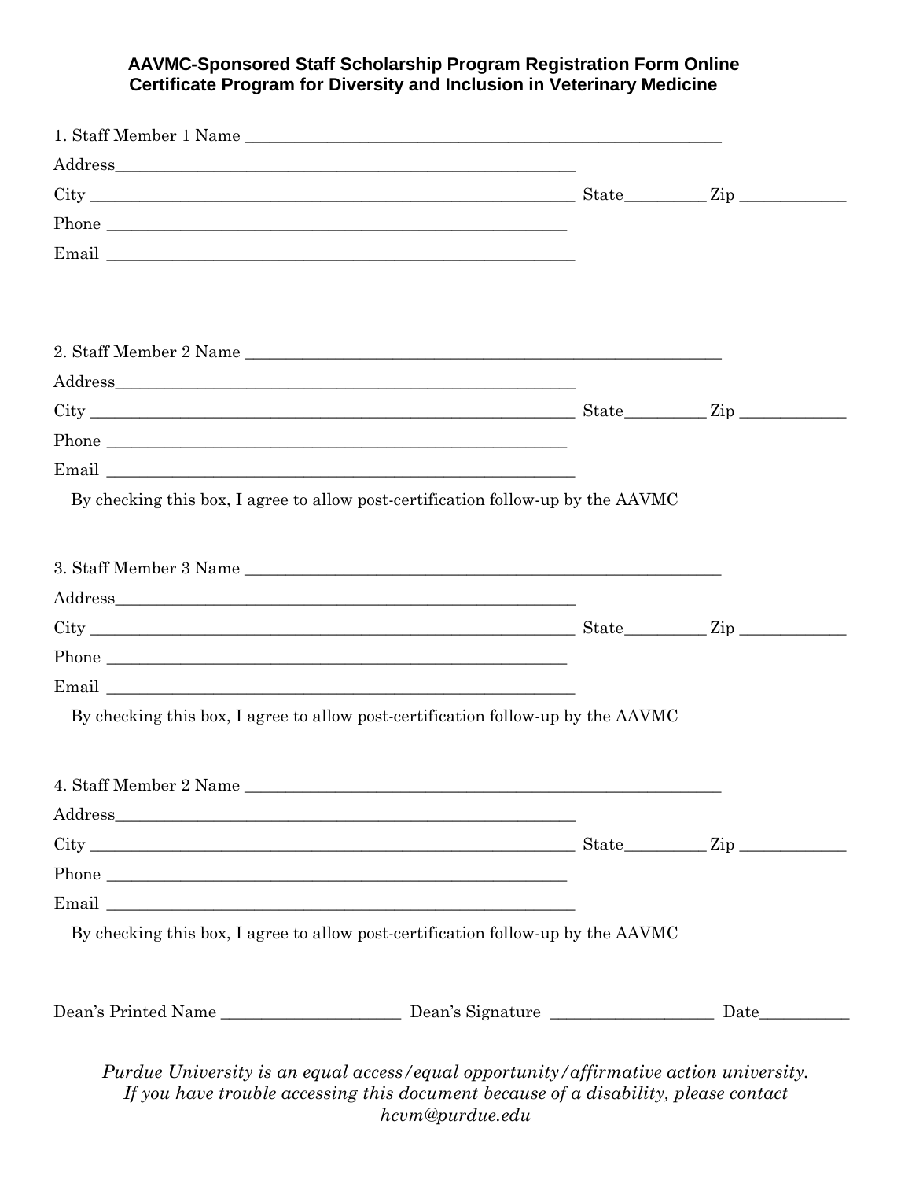**AAVMC-Sponsored Staff Scholarship Program Registration Form Online Certificate Program for Diversity and Inclusion in Veterinary Medicine**

1. Staff Member 1 Name ____________________________________________

Address____________________________________________

City ____________________________________________ State_________ Zip ____________

Phone ____________________________________________

Email ____________________________________________

2. Staff Member 2 Name ____________________________________________

Address____________________________________________

City ____________________________________________ State_________ Zip ____________

Phone ____________________________________________

Email ____________________________________________

By checking this box, I agree to allow post-certification follow-up by the AAVMC

3. Staff Member 3 Name ____________________________________________

Address____________________________________________

City ____________________________________________ State_________ Zip ____________

Phone ____________________________________________

Email ____________________________________________

By checking this box, I agree to allow post-certification follow-up by the AAVMC

4. Staff Member 2 Name ____________________________________________

Address____________________________________________

City ____________________________________________ State_________ Zip ____________

Phone ____________________________________________

Email ____________________________________________

By checking this box, I agree to allow post-certification follow-up by the AAVMC

Dean's Printed Name ____________________ Dean's Signature __________________ Date__________

*Purdue University is an equal access/equal opportunity/affirmative action university. If you have trouble accessing this document because of a disability, please contact hcvm@purdue.edu*